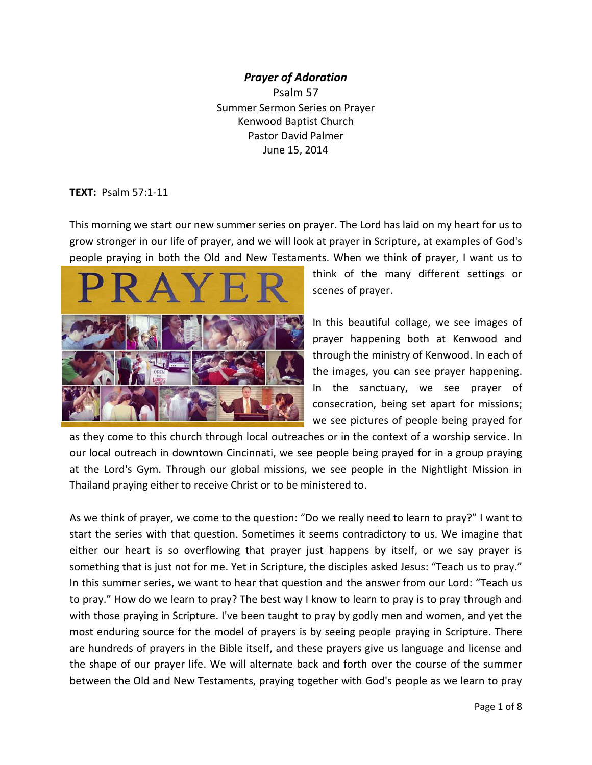***Prayer of Adoration***

Psalm 57
Summer Sermon Series on Prayer
Kenwood Baptist Church
Pastor David Palmer
June 15, 2014

**TEXT:** Psalm 57:1-11

This morning we start our new summer series on prayer. The Lord has laid on my heart for us to grow stronger in our life of prayer, and we will look at prayer in Scripture, at examples of God's people praying in both the Old and New Testaments. When we think of prayer, I want us to think of the many different settings or scenes of prayer.

In this beautiful collage, we see images of prayer happening both at Kenwood and through the ministry of Kenwood. In each of the images, you can see prayer happening. In the sanctuary, we see prayer of consecration, being set apart for missions; we see pictures of people being prayed for as they come to this church through local outreaches or in the context of a worship service. In our local outreach in downtown Cincinnati, we see people being prayed for in a group praying at the Lord's Gym. Through our global missions, we see people in the Nightlight Mission in Thailand praying either to receive Christ or to be ministered to.

As we think of prayer, we come to the question: "Do we really need to learn to pray?" I want to start the series with that question. Sometimes it seems contradictory to us. We imagine that either our heart is so overflowing that prayer just happens by itself, or we say prayer is something that is just not for me. Yet in Scripture, the disciples asked Jesus: "Teach us to pray." In this summer series, we want to hear that question and the answer from our Lord: "Teach us to pray." How do we learn to pray? The best way I know to learn to pray is to pray through and with those praying in Scripture. I've been taught to pray by godly men and women, and yet the most enduring source for the model of prayers is by seeing people praying in Scripture. There are hundreds of prayers in the Bible itself, and these prayers give us language and license and the shape of our prayer life. We will alternate back and forth over the course of the summer between the Old and New Testaments, praying together with God's people as we learn to pray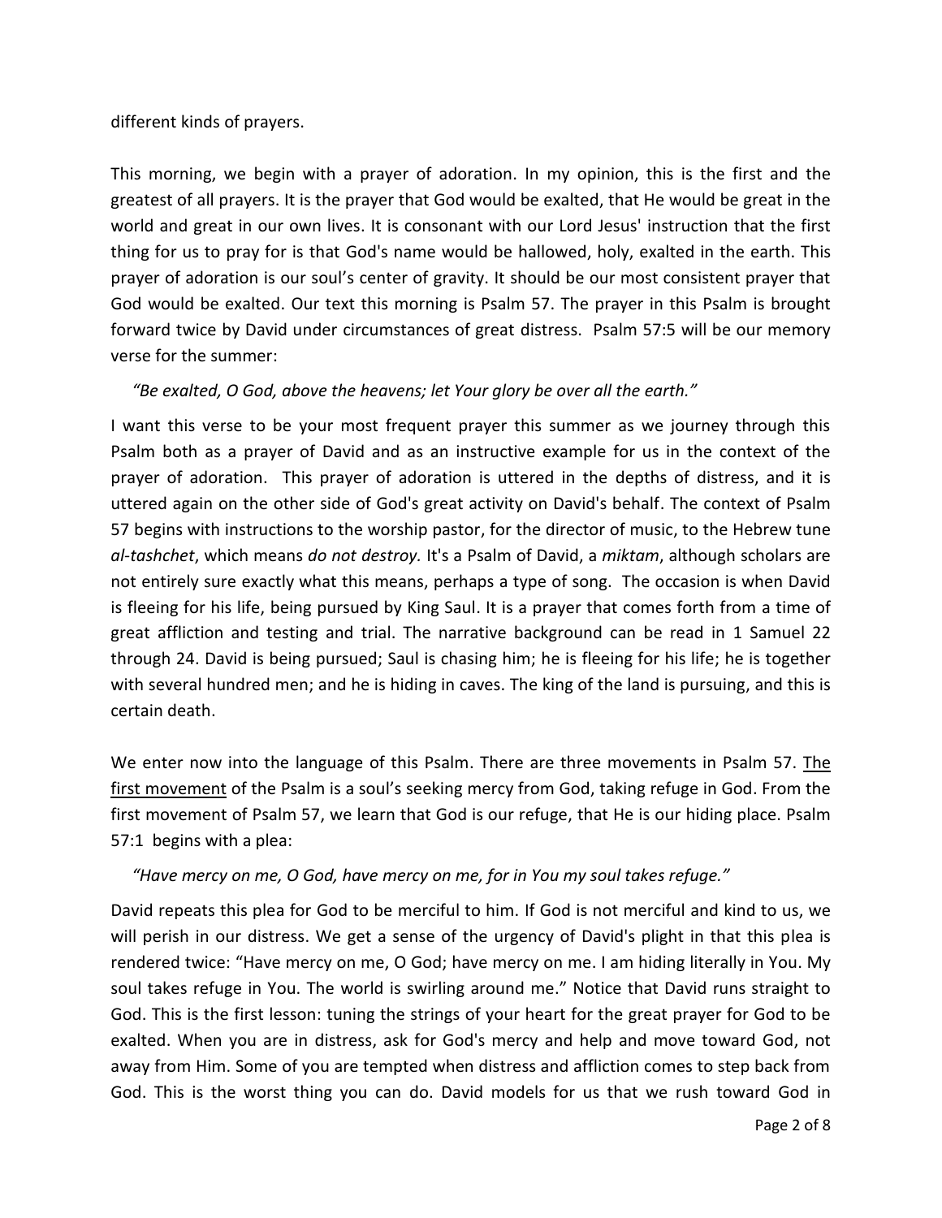different kinds of prayers.

This morning, we begin with a prayer of adoration. In my opinion, this is the first and the greatest of all prayers. It is the prayer that God would be exalted, that He would be great in the world and great in our own lives. It is consonant with our Lord Jesus' instruction that the first thing for us to pray for is that God's name would be hallowed, holy, exalted in the earth. This prayer of adoration is our soul's center of gravity. It should be our most consistent prayer that God would be exalted. Our text this morning is Psalm 57. The prayer in this Psalm is brought forward twice by David under circumstances of great distress. Psalm 57:5 will be our memory verse for the summer:

*"Be exalted, O God, above the heavens; let Your glory be over all the earth."*

I want this verse to be your most frequent prayer this summer as we journey through this Psalm both as a prayer of David and as an instructive example for us in the context of the prayer of adoration. This prayer of adoration is uttered in the depths of distress, and it is uttered again on the other side of God's great activity on David's behalf. The context of Psalm 57 begins with instructions to the worship pastor, for the director of music, to the Hebrew tune *al-tashchet*, which means *do not destroy.* It's a Psalm of David, a *miktam*, although scholars are not entirely sure exactly what this means, perhaps a type of song. The occasion is when David is fleeing for his life, being pursued by King Saul. It is a prayer that comes forth from a time of great affliction and testing and trial. The narrative background can be read in 1 Samuel 22 through 24. David is being pursued; Saul is chasing him; he is fleeing for his life; he is together with several hundred men; and he is hiding in caves. The king of the land is pursuing, and this is certain death.

We enter now into the language of this Psalm. There are three movements in Psalm 57. <u>The first movement</u> of the Psalm is a soul's seeking mercy from God, taking refuge in God. From the first movement of Psalm 57, we learn that God is our refuge, that He is our hiding place. Psalm 57:1 begins with a plea:

*"Have mercy on me, O God, have mercy on me, for in You my soul takes refuge."*

David repeats this plea for God to be merciful to him. If God is not merciful and kind to us, we will perish in our distress. We get a sense of the urgency of David's plight in that this plea is rendered twice: "Have mercy on me, O God; have mercy on me. I am hiding literally in You. My soul takes refuge in You. The world is swirling around me." Notice that David runs straight to God. This is the first lesson: tuning the strings of your heart for the great prayer for God to be exalted. When you are in distress, ask for God's mercy and help and move toward God, not away from Him. Some of you are tempted when distress and affliction comes to step back from God. This is the worst thing you can do. David models for us that we rush toward God in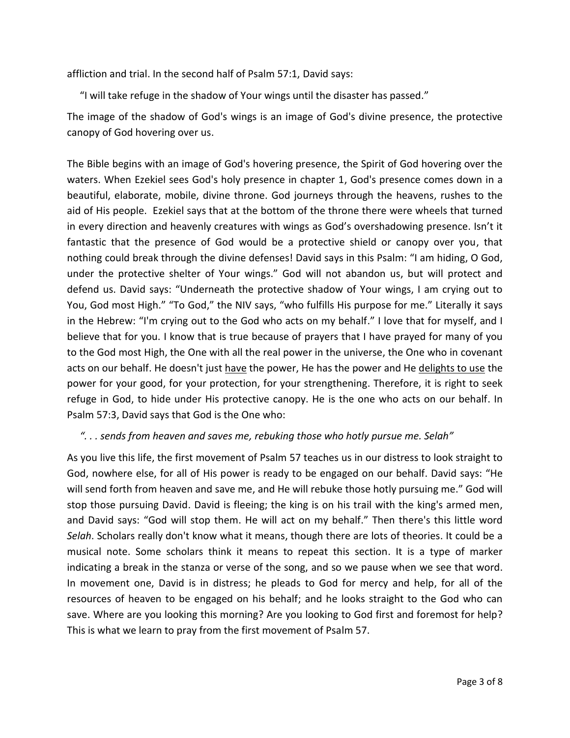affliction and trial. In the second half of Psalm 57:1, David says:

> "I will take refuge in the shadow of Your wings until the disaster has passed."

The image of the shadow of God's wings is an image of God's divine presence, the protective canopy of God hovering over us.

The Bible begins with an image of God's hovering presence, the Spirit of God hovering over the waters. When Ezekiel sees God's holy presence in chapter 1, God's presence comes down in a beautiful, elaborate, mobile, divine throne. God journeys through the heavens, rushes to the aid of His people. Ezekiel says that at the bottom of the throne there were wheels that turned in every direction and heavenly creatures with wings as God's overshadowing presence. Isn't it fantastic that the presence of God would be a protective shield or canopy over you, that nothing could break through the divine defenses! David says in this Psalm: "I am hiding, O God, under the protective shelter of Your wings." God will not abandon us, but will protect and defend us. David says: "Underneath the protective shadow of Your wings, I am crying out to You, God most High." "To God," the NIV says, "who fulfills His purpose for me." Literally it says in the Hebrew: "I'm crying out to the God who acts on my behalf." I love that for myself, and I believe that for you. I know that is true because of prayers that I have prayed for many of you to the God most High, the One with all the real power in the universe, the One who in covenant acts on our behalf. He doesn't just <u>have</u> the power, He has the power and He <u>delights to use</u> the power for your good, for your protection, for your strengthening. Therefore, it is right to seek refuge in God, to hide under His protective canopy. He is the one who acts on our behalf. In Psalm 57:3, David says that God is the One who:

> *". . . sends from heaven and saves me, rebuking those who hotly pursue me. Selah"*

As you live this life, the first movement of Psalm 57 teaches us in our distress to look straight to God, nowhere else, for all of His power is ready to be engaged on our behalf. David says: "He will send forth from heaven and save me, and He will rebuke those hotly pursuing me." God will stop those pursuing David. David is fleeing; the king is on his trail with the king's armed men, and David says: "God will stop them. He will act on my behalf." Then there's this little word *Selah*. Scholars really don't know what it means, though there are lots of theories. It could be a musical note. Some scholars think it means to repeat this section. It is a type of marker indicating a break in the stanza or verse of the song, and so we pause when we see that word. In movement one, David is in distress; he pleads to God for mercy and help, for all of the resources of heaven to be engaged on his behalf; and he looks straight to the God who can save. Where are you looking this morning? Are you looking to God first and foremost for help? This is what we learn to pray from the first movement of Psalm 57.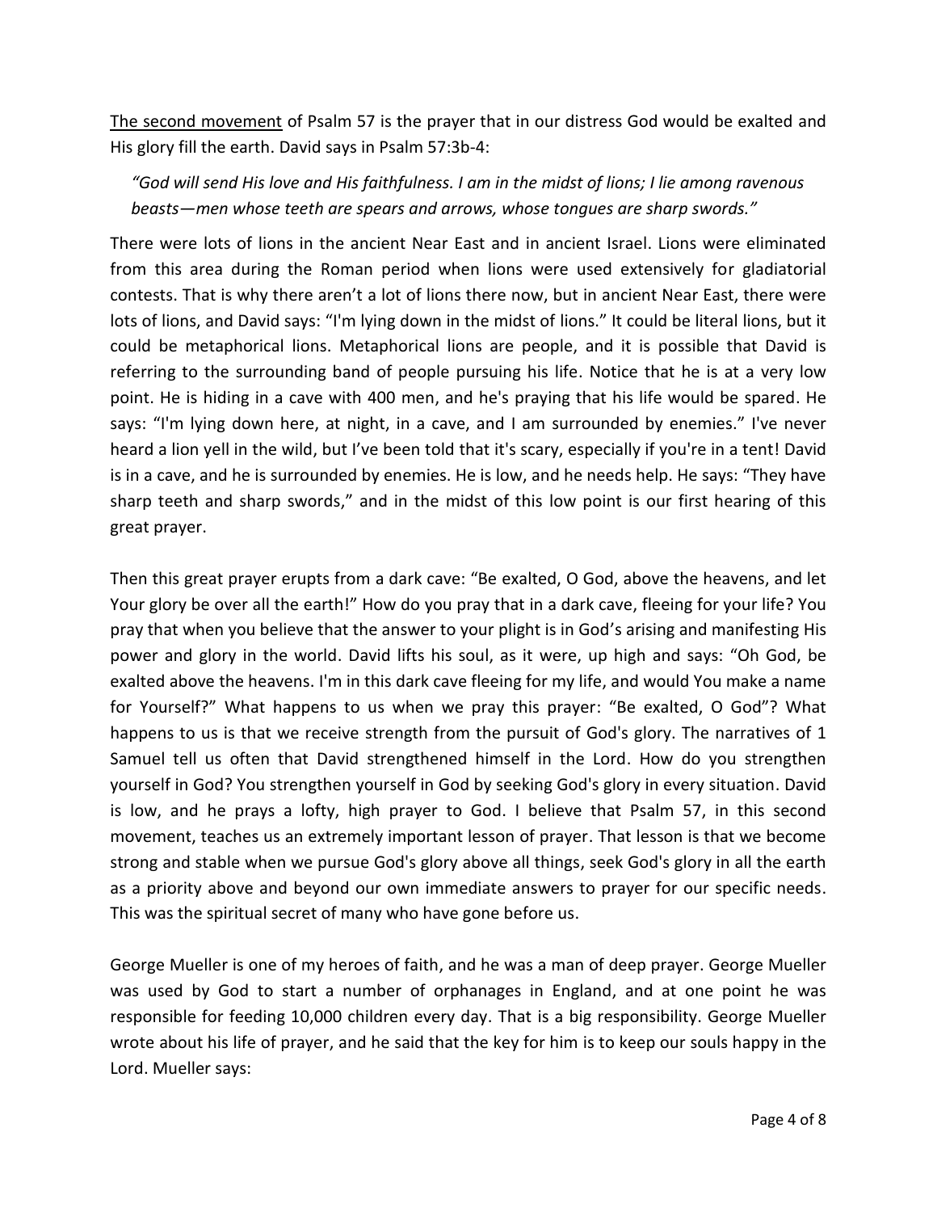<u>The second movement</u> of Psalm 57 is the prayer that in our distress God would be exalted and His glory fill the earth. David says in Psalm 57:3b-4:

> *"God will send His love and His faithfulness. I am in the midst of lions; I lie among ravenous beasts—men whose teeth are spears and arrows, whose tongues are sharp swords."*

There were lots of lions in the ancient Near East and in ancient Israel. Lions were eliminated from this area during the Roman period when lions were used extensively for gladiatorial contests. That is why there aren't a lot of lions there now, but in ancient Near East, there were lots of lions, and David says: "I'm lying down in the midst of lions." It could be literal lions, but it could be metaphorical lions. Metaphorical lions are people, and it is possible that David is referring to the surrounding band of people pursuing his life. Notice that he is at a very low point. He is hiding in a cave with 400 men, and he's praying that his life would be spared. He says: "I'm lying down here, at night, in a cave, and I am surrounded by enemies." I've never heard a lion yell in the wild, but I've been told that it's scary, especially if you're in a tent! David is in a cave, and he is surrounded by enemies. He is low, and he needs help. He says: "They have sharp teeth and sharp swords," and in the midst of this low point is our first hearing of this great prayer.

Then this great prayer erupts from a dark cave: "Be exalted, O God, above the heavens, and let Your glory be over all the earth!" How do you pray that in a dark cave, fleeing for your life? You pray that when you believe that the answer to your plight is in God's arising and manifesting His power and glory in the world. David lifts his soul, as it were, up high and says: "Oh God, be exalted above the heavens. I'm in this dark cave fleeing for my life, and would You make a name for Yourself?" What happens to us when we pray this prayer: "Be exalted, O God"? What happens to us is that we receive strength from the pursuit of God's glory. The narratives of 1 Samuel tell us often that David strengthened himself in the Lord. How do you strengthen yourself in God? You strengthen yourself in God by seeking God's glory in every situation. David is low, and he prays a lofty, high prayer to God. I believe that Psalm 57, in this second movement, teaches us an extremely important lesson of prayer. That lesson is that we become strong and stable when we pursue God's glory above all things, seek God's glory in all the earth as a priority above and beyond our own immediate answers to prayer for our specific needs. This was the spiritual secret of many who have gone before us.

George Mueller is one of my heroes of faith, and he was a man of deep prayer. George Mueller was used by God to start a number of orphanages in England, and at one point he was responsible for feeding 10,000 children every day. That is a big responsibility. George Mueller wrote about his life of prayer, and he said that the key for him is to keep our souls happy in the Lord. Mueller says: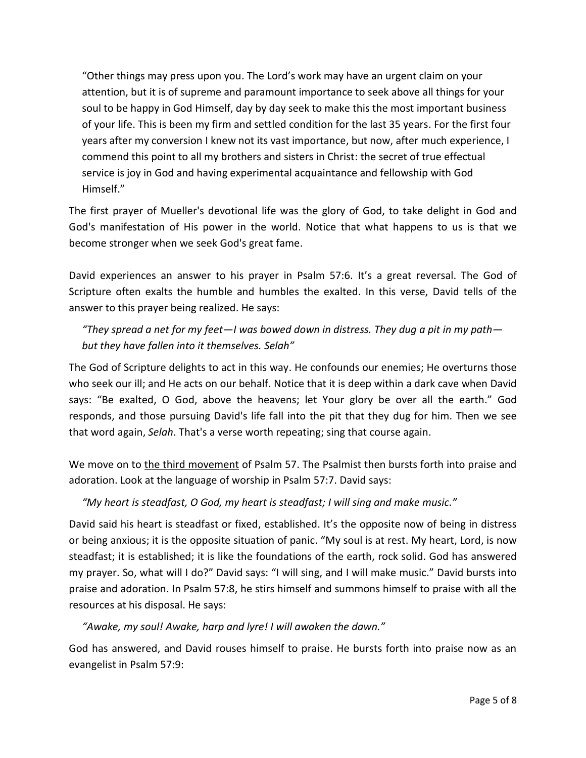> "Other things may press upon you. The Lord's work may have an urgent claim on your attention, but it is of supreme and paramount importance to seek above all things for your soul to be happy in God Himself, day by day seek to make this the most important business of your life. This is been my firm and settled condition for the last 35 years. For the first four years after my conversion I knew not its vast importance, but now, after much experience, I commend this point to all my brothers and sisters in Christ: the secret of true effectual service is joy in God and having experimental acquaintance and fellowship with God Himself."

The first prayer of Mueller's devotional life was the glory of God, to take delight in God and God's manifestation of His power in the world. Notice that what happens to us is that we become stronger when we seek God's great fame.

David experiences an answer to his prayer in Psalm 57:6. It's a great reversal. The God of Scripture often exalts the humble and humbles the exalted. In this verse, David tells of the answer to this prayer being realized. He says:

> *"They spread a net for my feet—I was bowed down in distress. They dug a pit in my path—but they have fallen into it themselves. Selah"*

The God of Scripture delights to act in this way. He confounds our enemies; He overturns those who seek our ill; and He acts on our behalf. Notice that it is deep within a dark cave when David says: "Be exalted, O God, above the heavens; let Your glory be over all the earth." God responds, and those pursuing David's life fall into the pit that they dug for him. Then we see that word again, *Selah*. That's a verse worth repeating; sing that course again.

We move on to <u>the third movement</u> of Psalm 57. The Psalmist then bursts forth into praise and adoration. Look at the language of worship in Psalm 57:7. David says:

> *"My heart is steadfast, O God, my heart is steadfast; I will sing and make music."*

David said his heart is steadfast or fixed, established. It's the opposite now of being in distress or being anxious; it is the opposite situation of panic. "My soul is at rest. My heart, Lord, is now steadfast; it is established; it is like the foundations of the earth, rock solid. God has answered my prayer. So, what will I do?" David says: "I will sing, and I will make music." David bursts into praise and adoration. In Psalm 57:8, he stirs himself and summons himself to praise with all the resources at his disposal. He says:

> *"Awake, my soul! Awake, harp and lyre! I will awaken the dawn."*

God has answered, and David rouses himself to praise. He bursts forth into praise now as an evangelist in Psalm 57:9: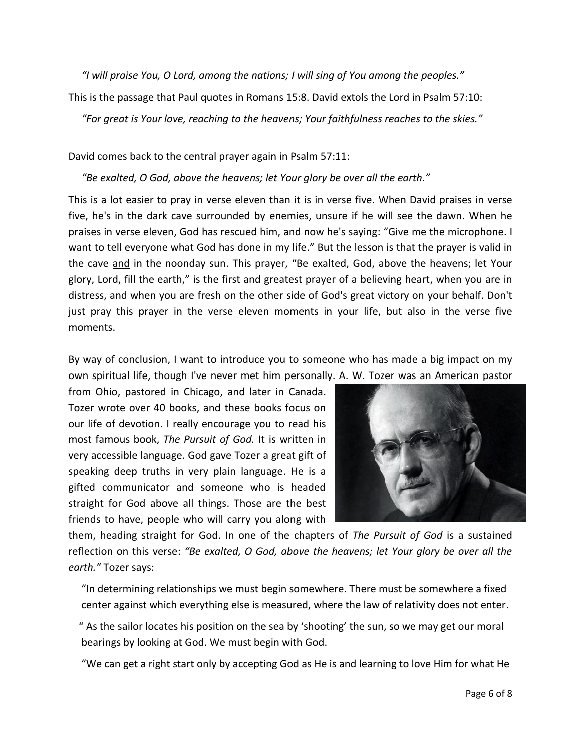*"I will praise You, O Lord, among the nations; I will sing of You among the peoples."*

This is the passage that Paul quotes in Romans 15:8. David extols the Lord in Psalm 57:10:

*"For great is Your love, reaching to the heavens; Your faithfulness reaches to the skies."*

David comes back to the central prayer again in Psalm 57:11:

*"Be exalted, O God, above the heavens; let Your glory be over all the earth."*

This is a lot easier to pray in verse eleven than it is in verse five. When David praises in verse five, he's in the dark cave surrounded by enemies, unsure if he will see the dawn. When he praises in verse eleven, God has rescued him, and now he's saying: "Give me the microphone. I want to tell everyone what God has done in my life." But the lesson is that the prayer is valid in the cave <u>and</u> in the noonday sun. This prayer, "Be exalted, God, above the heavens; let Your glory, Lord, fill the earth," is the first and greatest prayer of a believing heart, when you are in distress, and when you are fresh on the other side of God's great victory on your behalf. Don't just pray this prayer in the verse eleven moments in your life, but also in the verse five moments.

By way of conclusion, I want to introduce you to someone who has made a big impact on my own spiritual life, though I've never met him personally. A. W. Tozer was an American pastor from Ohio, pastored in Chicago, and later in Canada. Tozer wrote over 40 books, and these books focus on our life of devotion. I really encourage you to read his most famous book, *The Pursuit of God.* It is written in very accessible language. God gave Tozer a great gift of speaking deep truths in very plain language. He is a gifted communicator and someone who is headed straight for God above all things. Those are the best friends to have, people who will carry you along with them, heading straight for God. In one of the chapters of *The Pursuit of God* is a sustained reflection on this verse: *"Be exalted, O God, above the heavens; let Your glory be over all the earth."* Tozer says:

"In determining relationships we must begin somewhere. There must be somewhere a fixed center against which everything else is measured, where the law of relativity does not enter.

" As the sailor locates his position on the sea by 'shooting' the sun, so we may get our moral bearings by looking at God. We must begin with God.

"We can get a right start only by accepting God as He is and learning to love Him for what He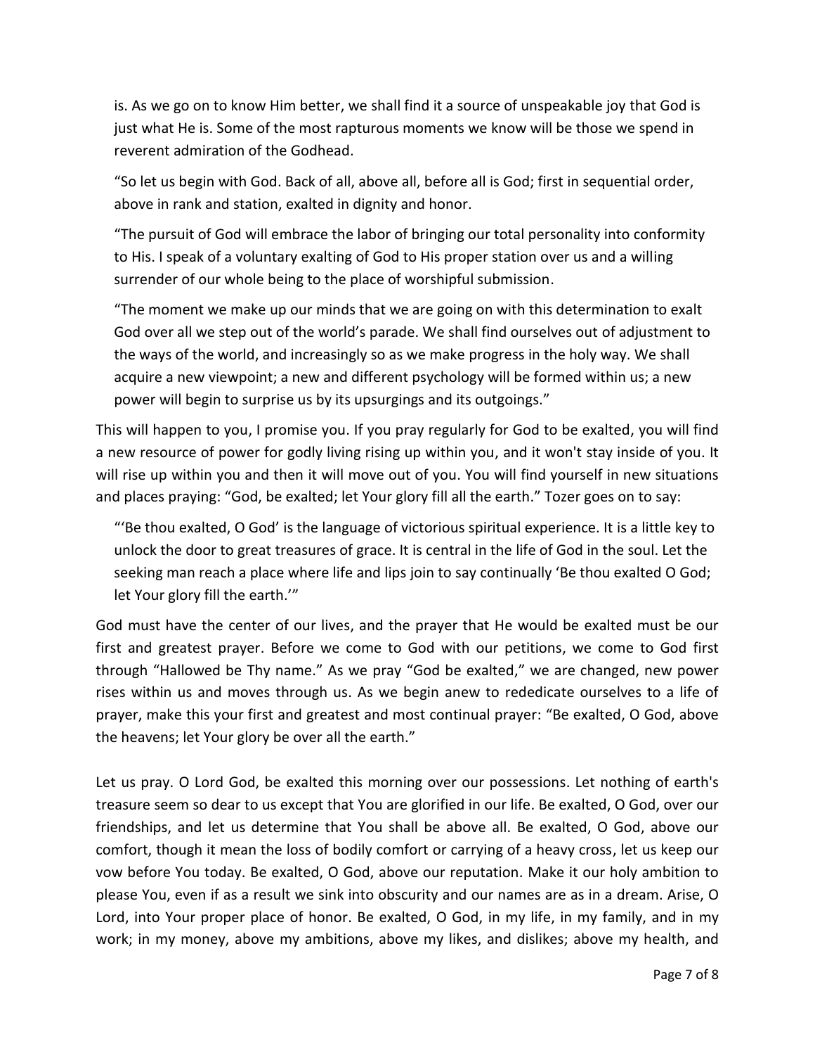is. As we go on to know Him better, we shall find it a source of unspeakable joy that God is just what He is. Some of the most rapturous moments we know will be those we spend in reverent admiration of the Godhead.

> "So let us begin with God. Back of all, above all, before all is God; first in sequential order, above in rank and station, exalted in dignity and honor.
>
> "The pursuit of God will embrace the labor of bringing our total personality into conformity to His. I speak of a voluntary exalting of God to His proper station over us and a willing surrender of our whole being to the place of worshipful submission.
>
> "The moment we make up our minds that we are going on with this determination to exalt God over all we step out of the world's parade. We shall find ourselves out of adjustment to the ways of the world, and increasingly so as we make progress in the holy way. We shall acquire a new viewpoint; a new and different psychology will be formed within us; a new power will begin to surprise us by its upsurgings and its outgoings."

This will happen to you, I promise you. If you pray regularly for God to be exalted, you will find a new resource of power for godly living rising up within you, and it won't stay inside of you. It will rise up within you and then it will move out of you. You will find yourself in new situations and places praying: "God, be exalted; let Your glory fill all the earth." Tozer goes on to say:

> "'Be thou exalted, O God' is the language of victorious spiritual experience. It is a little key to unlock the door to great treasures of grace. It is central in the life of God in the soul. Let the seeking man reach a place where life and lips join to say continually 'Be thou exalted O God; let Your glory fill the earth.'"

God must have the center of our lives, and the prayer that He would be exalted must be our first and greatest prayer. Before we come to God with our petitions, we come to God first through "Hallowed be Thy name." As we pray "God be exalted," we are changed, new power rises within us and moves through us. As we begin anew to rededicate ourselves to a life of prayer, make this your first and greatest and most continual prayer: "Be exalted, O God, above the heavens; let Your glory be over all the earth."

Let us pray. O Lord God, be exalted this morning over our possessions. Let nothing of earth's treasure seem so dear to us except that You are glorified in our life. Be exalted, O God, over our friendships, and let us determine that You shall be above all. Be exalted, O God, above our comfort, though it mean the loss of bodily comfort or carrying of a heavy cross, let us keep our vow before You today. Be exalted, O God, above our reputation. Make it our holy ambition to please You, even if as a result we sink into obscurity and our names are as in a dream. Arise, O Lord, into Your proper place of honor. Be exalted, O God, in my life, in my family, and in my work; in my money, above my ambitions, above my likes, and dislikes; above my health, and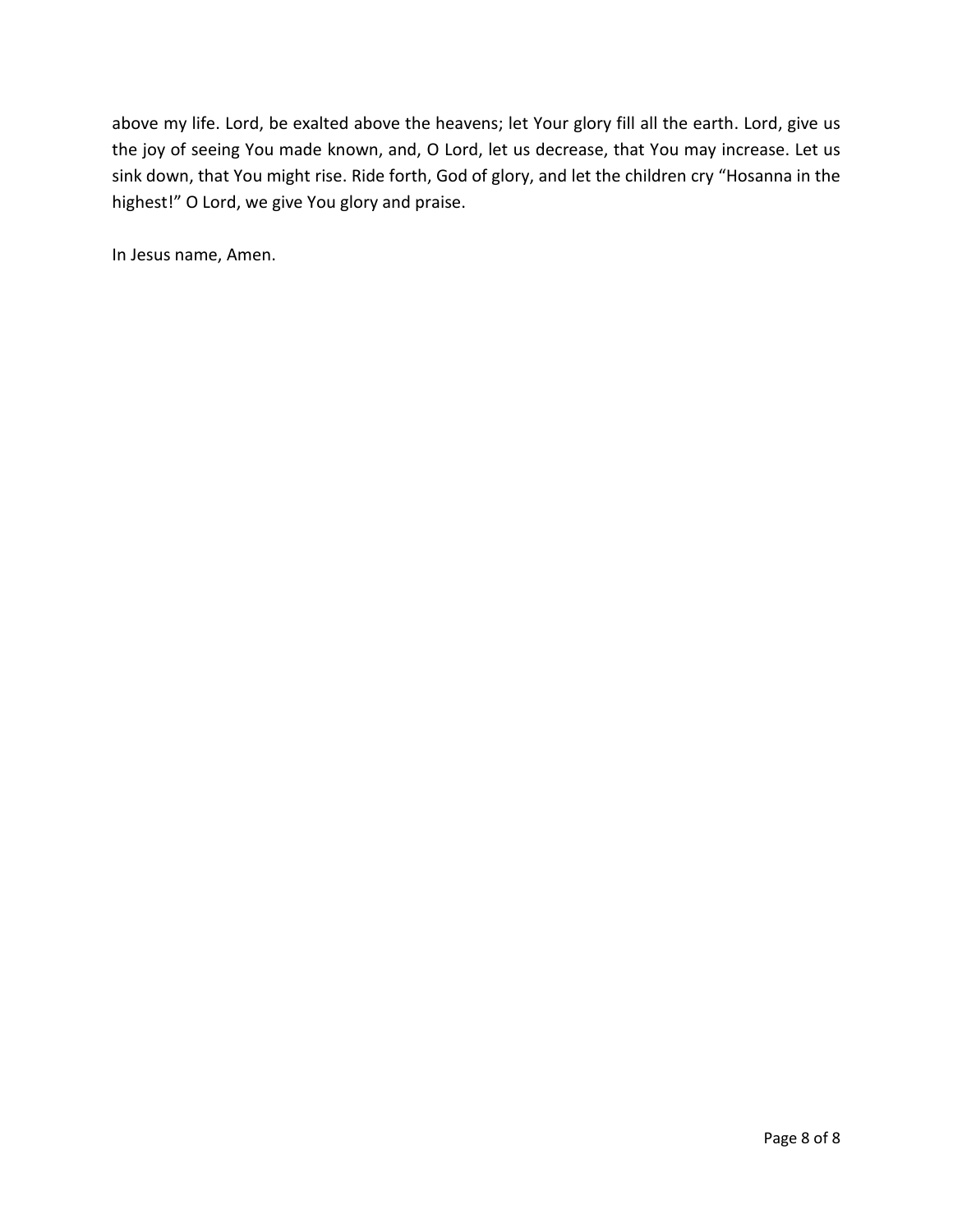above my life. Lord, be exalted above the heavens; let Your glory fill all the earth. Lord, give us the joy of seeing You made known, and, O Lord, let us decrease, that You may increase. Let us sink down, that You might rise. Ride forth, God of glory, and let the children cry "Hosanna in the highest!" O Lord, we give You glory and praise.

In Jesus name, Amen.